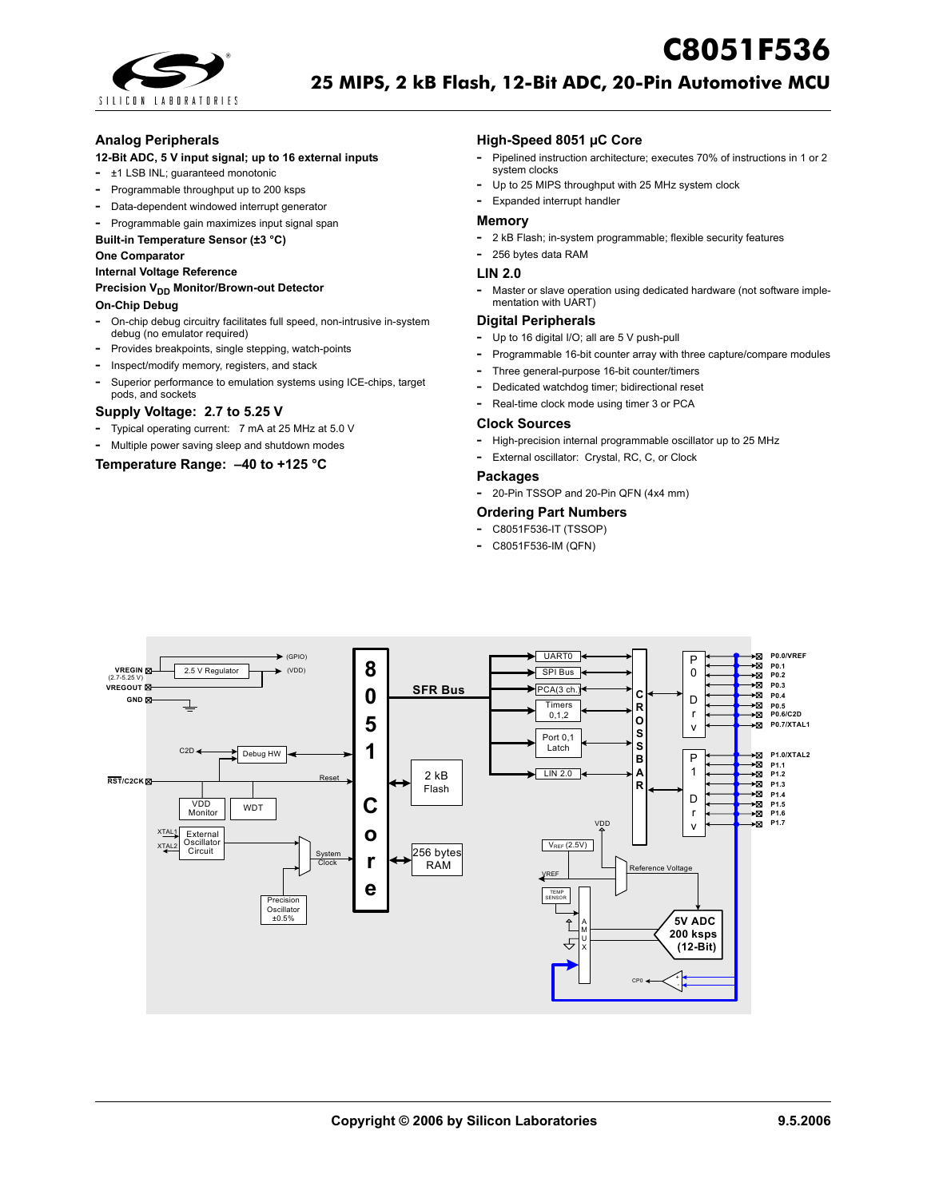# C8051F536

## 25 MIPS, 2 kB Flash, 12-Bit ADC, 20-Pin Automotive MCU

### Analog Peripherals

**12-Bit ADC, 5 V input signal; up to 16 external inputs**

- ±1 LSB INL; guaranteed monotonic
- Programmable throughput up to 200 ksps
- Data-dependent windowed interrupt generator
- Programmable gain maximizes input signal span

**Built-in Temperature Sensor (±3 °C)**

**One Comparator**

**Internal Voltage Reference**

**Precision $V_{DD}$ Monitor/Brown-out Detector**

**On-Chip Debug**

- On-chip debug circuitry facilitates full speed, non-intrusive in-system debug (no emulator required)
- Provides breakpoints, single stepping, watch-points
- Inspect/modify memory, registers, and stack
- Superior performance to emulation systems using ICE-chips, target pods, and sockets

### Supply Voltage: 2.7 to 5.25 V

- Typical operating current: 7 mA at 25 MHz at 5.0 V
- Multiple power saving sleep and shutdown modes

### Temperature Range: –40 to +125 °C

### High-Speed 8051 µC Core

- Pipelined instruction architecture; executes 70% of instructions in 1 or 2 system clocks
- Up to 25 MIPS throughput with 25 MHz system clock
- Expanded interrupt handler

### Memory

- 2 kB Flash; in-system programmable; flexible security features
- 256 bytes data RAM

### LIN 2.0

- Master or slave operation using dedicated hardware (not software implementation with UART)

### Digital Peripherals

- Up to 16 digital I/O; all are 5 V push-pull
- Programmable 16-bit counter array with three capture/compare modules
- Three general-purpose 16-bit counter/timers
- Dedicated watchdog timer; bidirectional reset
- Real-time clock mode using timer 3 or PCA

### Clock Sources

- High-precision internal programmable oscillator up to 25 MHz
- External oscillator: Crystal, RC, C, or Clock

### Packages

- 20-Pin TSSOP and 20-Pin QFN (4x4 mm)

### Ordering Part Numbers

- C8051F536-IT (TSSOP)
- C8051F536-IM (QFN)

VREGIN (2.7-5.25 V) · VREGOUT · GND · 2.5 V Regulator · (GPIO) · (VDD) · C2D · Debug HW · RST/C2CK · Reset · VDD Monitor · WDT · XTAL1 · XTAL2 · External Oscillator Circuit · System Clock · Precision Oscillator ±0.5% · 8051 Core · SFR Bus · 2 kB Flash · 256 bytes RAM · UART0 · SPI Bus · PCA(3 ch.) · Timers 0,1,2 · Port 0,1 Latch · LIN 2.0 · CROSSBAR · P0 Drv · P1 Drv · P0.0/VREF · P0.1 · P0.2 · P0.3 · P0.4 · P0.5 · P0.6/C2D · P0.7/XTAL1 · P1.0/XTAL2 · P1.1 · P1.2 · P1.3 · P1.4 · P1.5 · P1.6 · P1.7 · VDD · $V_{REF}$ (2.5V) · VREF · Reference Voltage · TEMP SENSOR · AMUX · 5V ADC 200 ksps (12-Bit) · CP0

Copyright © 2006 by Silicon Laboratories 9.5.2006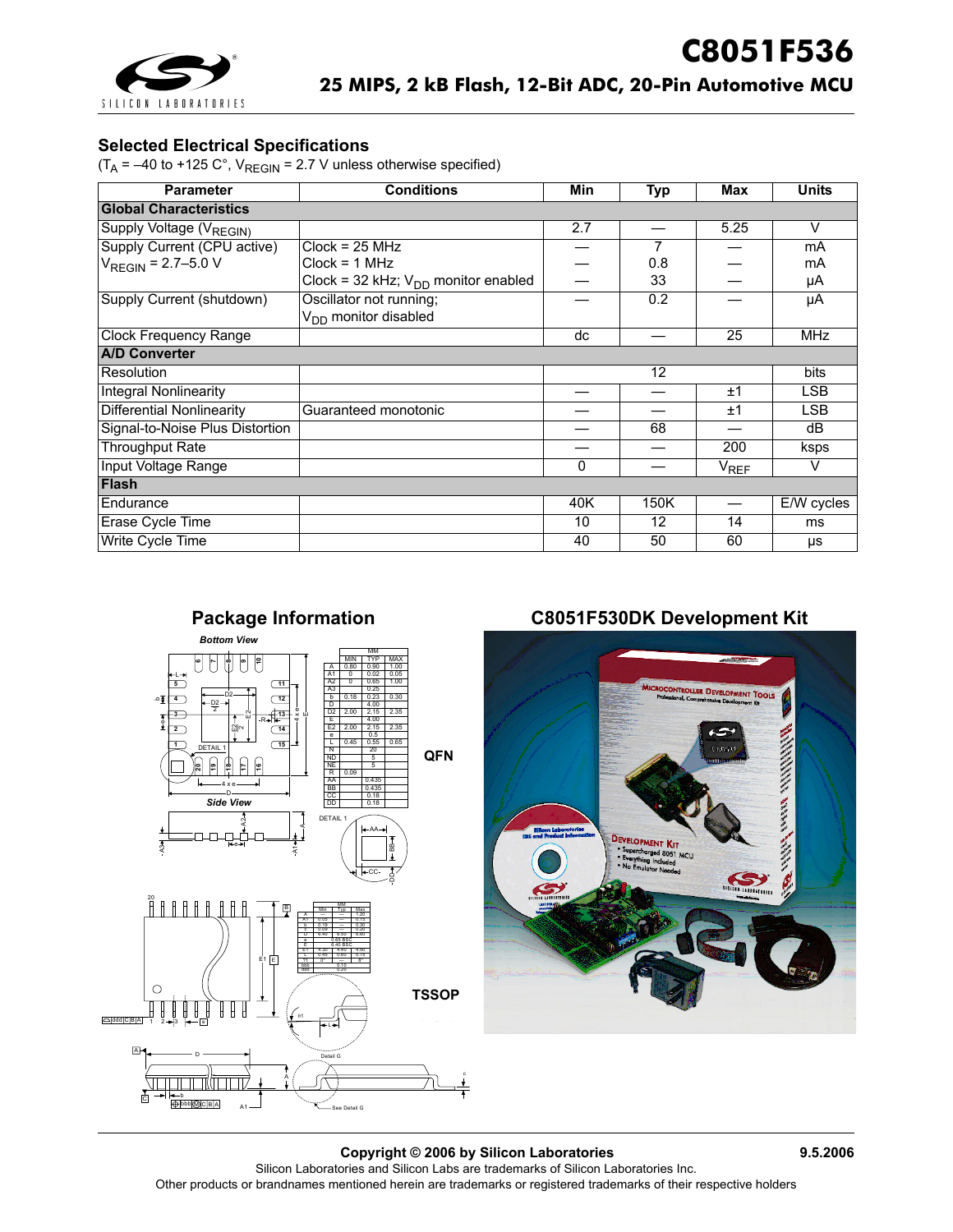## Selected Electrical Specifications

($T_A$ = –40 to +125 C°, $V_{REGIN}$ = 2.7 V unless otherwise specified)

| Parameter | Conditions | Min | Typ | Max | Units |
|---|---|---|---|---|---|
| **Global Characteristics** | | | | | |
| Supply Voltage ($V_{REGIN}$) | | 2.7 | — | 5.25 | V |
| Supply Current (CPU active) $V_{REGIN}$ = 2.7–5.0 V | Clock = 25 MHz | — | 7 | — | mA |
| | Clock = 1 MHz | — | 0.8 | — | mA |
| | Clock = 32 kHz; $V_{DD}$ monitor enabled | — | 33 | — | µA |
| Supply Current (shutdown) | Oscillator not running; $V_{DD}$ monitor disabled | — | 0.2 | — | µA |
| Clock Frequency Range | | dc | — | 25 | MHz |
| **A/D Converter** | | | | | |
| Resolution | | | 12 | | bits |
| Integral Nonlinearity | | — | — | ±1 | LSB |
| Differential Nonlinearity | Guaranteed monotonic | — | — | ±1 | LSB |
| Signal-to-Noise Plus Distortion | | — | 68 | — | dB |
| Throughput Rate | | — | — | 200 | ksps |
| Input Voltage Range | | 0 | — | $V_{REF}$ | V |
| **Flash** | | | | | |
| Endurance | | 40K | 150K | — | E/W cycles |
| Erase Cycle Time | | 10 | 12 | 14 | ms |
| Write Cycle Time | | 40 | 50 | 60 | µs |

## Package Information

QFN

TSSOP

## C8051F530DK Development Kit

**Copyright © 2006 by Silicon Laboratories** 9.5.2006

Silicon Laboratories and Silicon Labs are trademarks of Silicon Laboratories Inc.

Other products or brandnames mentioned herein are trademarks or registered trademarks of their respective holders